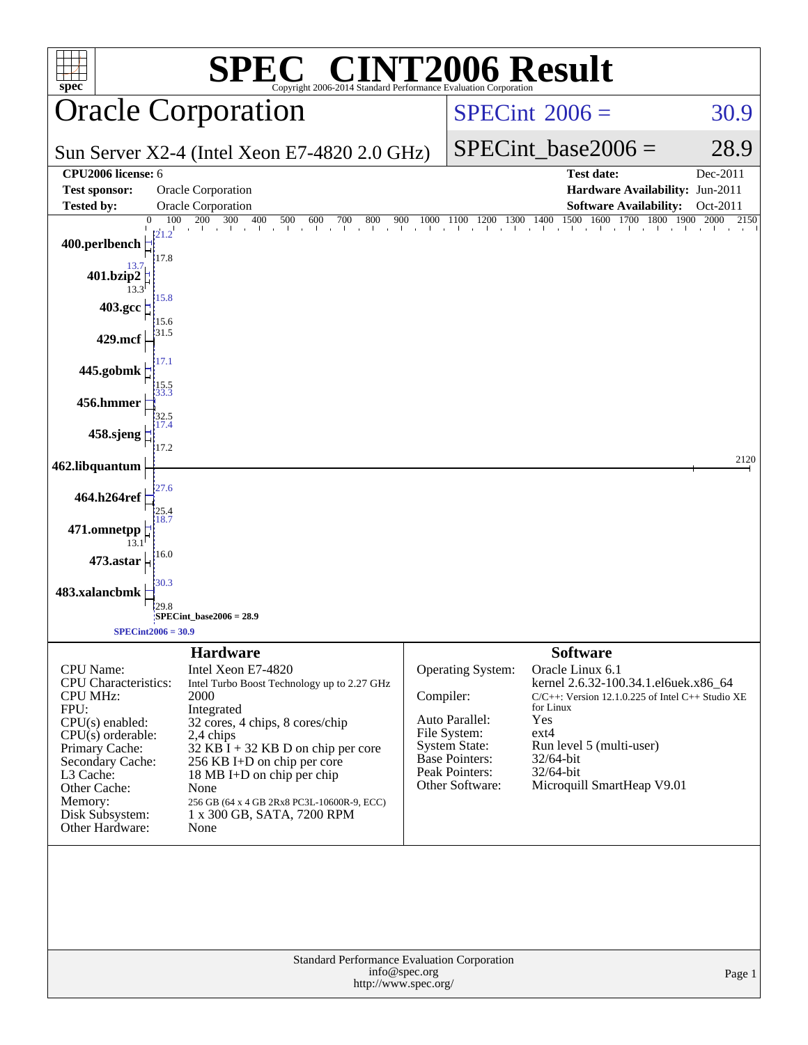# SPEC® CINT2006 Result

Copyright 2006-2014 Standard Performance Evaluation Corporation

## Oracle Corporation

Sun Server X2-4 (Intel Xeon E7-4820 2.0 GHz)

SPECint 2006 = 30.9

SPECint_base2006 = 28.9

| | | | |
|---|---|---|---|
| **CPU2006 license:** | 6 | **Test date:** | Dec-2011 |
| **Test sponsor:** | Oracle Corporation | **Hardware Availability:** | Jun-2011 |
| **Tested by:** | Oracle Corporation | **Software Availability:** | Oct-2011 |

0 100 200 300 400 500 600 700 800 900 1000 1100 1200 1300 1400 1500 1600 1700 1800 1900 2000 2150

400.perlbench 21.2 17.8
401.bzip2 13.7 13.3
403.gcc 15.8 15.6
429.mcf 31.5
445.gobmk 17.1 15.5
456.hmmer 33.3 32.5
458.sjeng 17.4 17.2
462.libquantum 2120
464.h264ref 27.6 25.4
471.omnetpp 18.7 13.1
473.astar 16.0
483.xalancbmk 30.3 29.8

SPECint_base2006 = 28.9
SPECint2006 = 30.9

## Hardware

| | |
|---|---|
| CPU Name: | Intel Xeon E7-4820 |
| CPU Characteristics: | Intel Turbo Boost Technology up to 2.27 GHz |
| CPU MHz: | 2000 |
| FPU: | Integrated |
| CPU(s) enabled: | 32 cores, 4 chips, 8 cores/chip |
| CPU(s) orderable: | 2,4 chips |
| Primary Cache: | 32 KB I + 32 KB D on chip per core |
| Secondary Cache: | 256 KB I+D on chip per core |
| L3 Cache: | 18 MB I+D on chip per chip |
| Other Cache: | None |
| Memory: | 256 GB (64 x 4 GB 2Rx8 PC3L-10600R-9, ECC) |
| Disk Subsystem: | 1 x 300 GB, SATA, 7200 RPM |
| Other Hardware: | None |

## Software

| | |
|---|---|
| Operating System: | Oracle Linux 6.1 kernel 2.6.32-100.34.1.el6uek.x86_64 |
| Compiler: | C/C++: Version 12.1.0.225 of Intel C++ Studio XE for Linux |
| Auto Parallel: | Yes |
| File System: | ext4 |
| System State: | Run level 5 (multi-user) |
| Base Pointers: | 32/64-bit |
| Peak Pointers: | 32/64-bit |
| Other Software: | Microquill SmartHeap V9.01 |

Standard Performance Evaluation Corporation
info@spec.org
http://www.spec.org/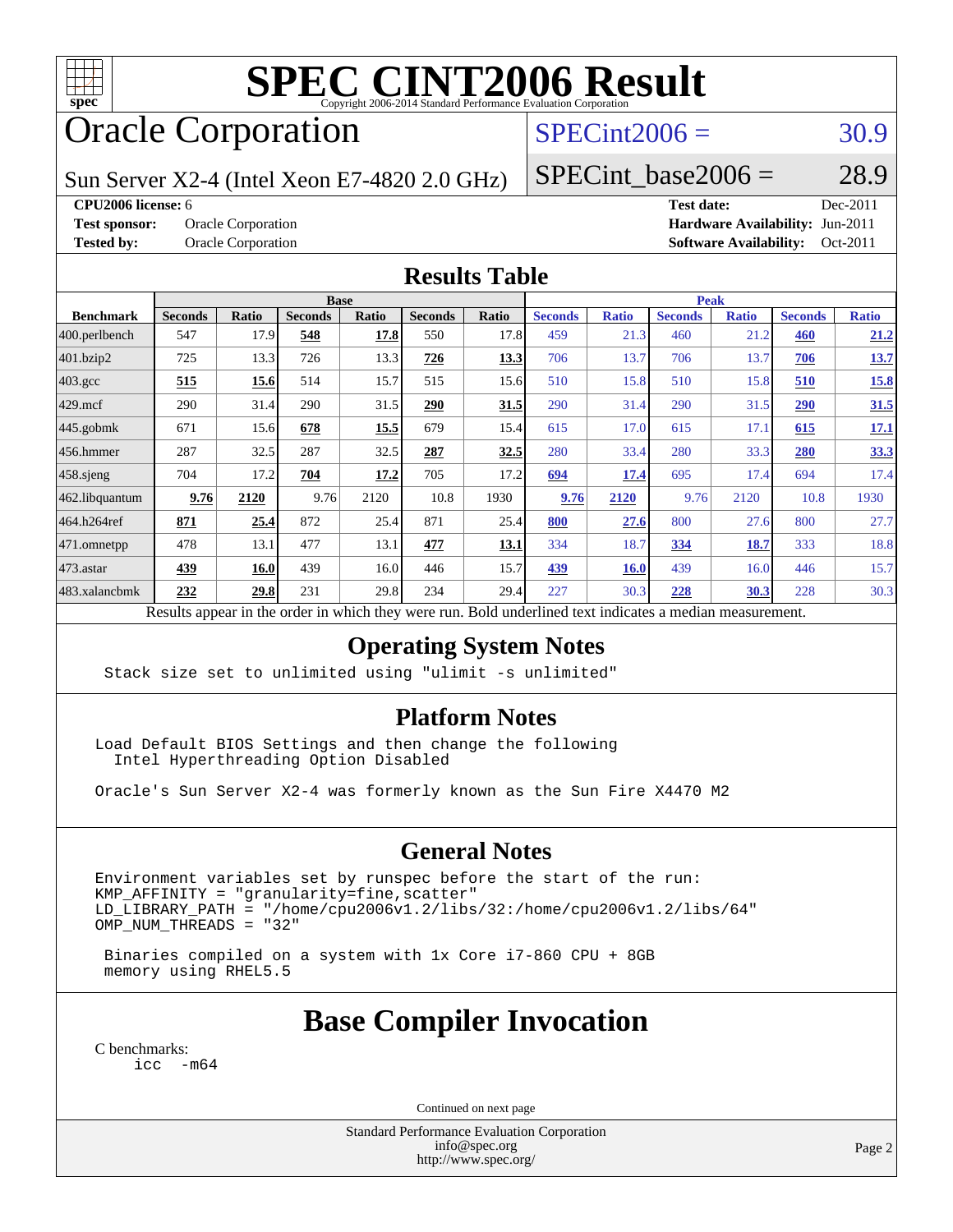# SPEC CINT2006 Result

Copyright 2006-2014 Standard Performance Evaluation Corporation

# Oracle Corporation

Sun Server X2-4 (Intel Xeon E7-4820 2.0 GHz)

SPECint2006 = 30.9

SPECint_base2006 = 28.9

**CPU2006 license:** 6
**Test sponsor:** Oracle Corporation
**Tested by:** Oracle Corporation

**Test date:** Dec-2011
**Hardware Availability:** Jun-2011
**Software Availability:** Oct-2011

## Results Table

| | Base | | | | | | Peak | | | | | |
|---|---|---|---|---|---|---|---|---|---|---|---|---|
| **Benchmark** | **Seconds** | **Ratio** | **Seconds** | **Ratio** | **Seconds** | **Ratio** | **Seconds** | **Ratio** | **Seconds** | **Ratio** | **Seconds** | **Ratio** |
| 400.perlbench | 547 | 17.9 | **548** | **17.8** | 550 | 17.8 | 459 | 21.3 | 460 | 21.2 | **460** | **21.2** |
| 401.bzip2 | 725 | 13.3 | 726 | 13.3 | **726** | **13.3** | 706 | 13.7 | 706 | 13.7 | **706** | **13.7** |
| 403.gcc | **515** | **15.6** | 514 | 15.7 | 515 | 15.6 | 510 | 15.8 | 510 | 15.8 | **510** | **15.8** |
| 429.mcf | 290 | 31.4 | 290 | 31.5 | **290** | **31.5** | 290 | 31.4 | 290 | 31.5 | **290** | **31.5** |
| 445.gobmk | 671 | 15.6 | **678** | **15.5** | 679 | 15.4 | 615 | 17.0 | 615 | 17.1 | **615** | **17.1** |
| 456.hmmer | 287 | 32.5 | 287 | 32.5 | **287** | **32.5** | 280 | 33.4 | 280 | 33.3 | **280** | **33.3** |
| 458.sjeng | 704 | 17.2 | **704** | **17.2** | 705 | 17.2 | **694** | **17.4** | 695 | 17.4 | 694 | 17.4 |
| 462.libquantum | **9.76** | **2120** | 9.76 | 2120 | 10.8 | 1930 | **9.76** | **2120** | 9.76 | 2120 | 10.8 | 1930 |
| 464.h264ref | **871** | **25.4** | 872 | 25.4 | 871 | 25.4 | **800** | **27.6** | 800 | 27.6 | 800 | 27.7 |
| 471.omnetpp | 478 | 13.1 | 477 | 13.1 | **477** | **13.1** | 334 | 18.7 | **334** | **18.7** | 333 | 18.8 |
| 473.astar | **439** | **16.0** | 439 | 16.0 | 446 | 15.7 | **439** | **16.0** | 439 | 16.0 | 446 | 15.7 |
| 483.xalancbmk | **232** | **29.8** | 231 | 29.8 | 234 | 29.4 | 227 | 30.3 | **228** | **30.3** | 228 | 30.3 |

Results appear in the order in which they were run. Bold underlined text indicates a median measurement.

## Operating System Notes

```
Stack size set to unlimited using "ulimit -s unlimited"
```

## Platform Notes

```
Load Default BIOS Settings and then change the following
  Intel Hyperthreading Option Disabled

Oracle's Sun Server X2-4 was formerly known as the Sun Fire X4470 M2
```

## General Notes

```
Environment variables set by runspec before the start of the run:
KMP_AFFINITY = "granularity=fine,scatter"
LD_LIBRARY_PATH = "/home/cpu2006v1.2/libs/32:/home/cpu2006v1.2/libs/64"
OMP_NUM_THREADS = "32"

 Binaries compiled on a system with 1x Core i7-860 CPU + 8GB
 memory using RHEL5.5
```

# Base Compiler Invocation

C benchmarks:

```
icc  -m64
```

Continued on next page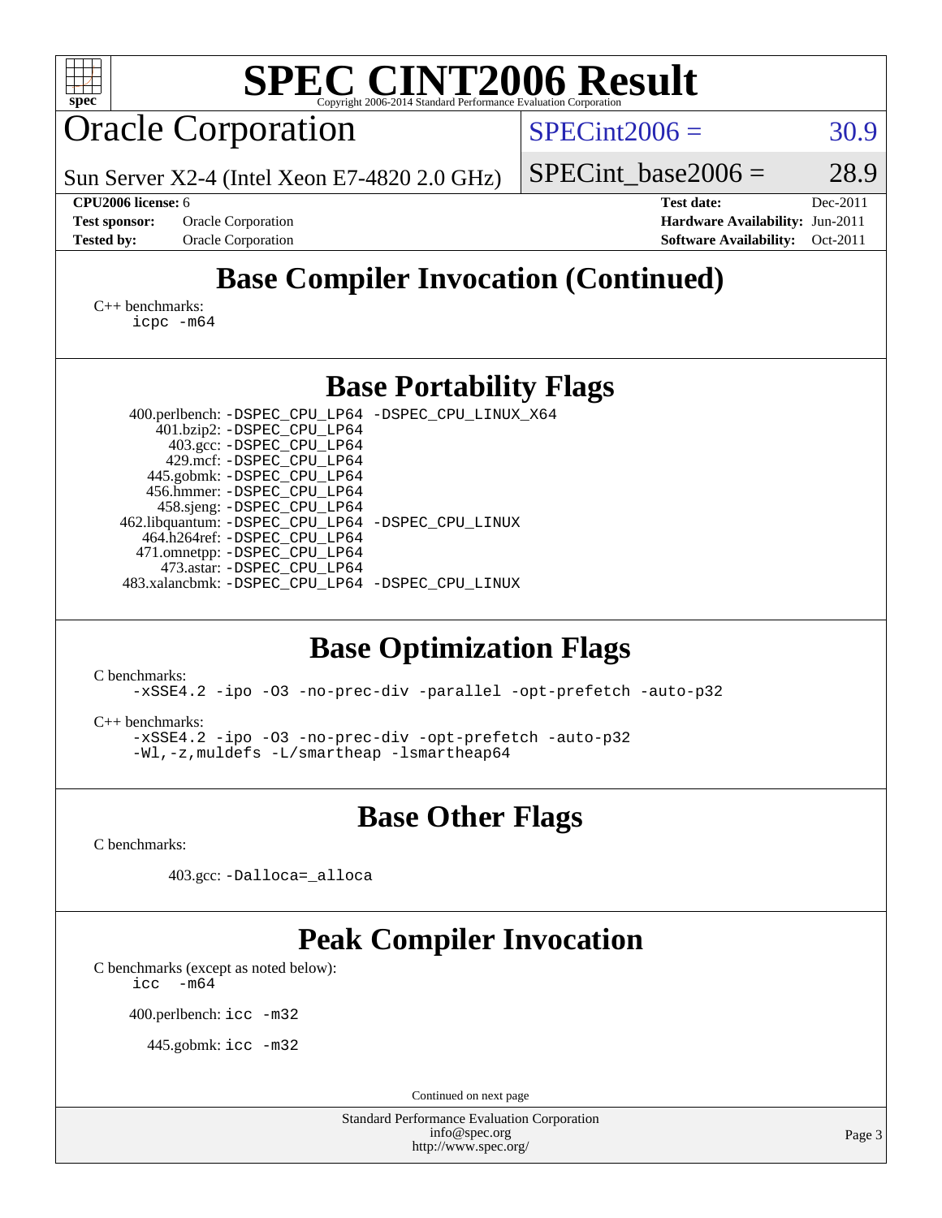# SPEC CINT2006 Result

Copyright 2006-2014 Standard Performance Evaluation Corporation

## Oracle Corporation

Sun Server X2-4 (Intel Xeon E7-4820 2.0 GHz)

SPECint2006 = 30.9

SPECint_base2006 = 28.9

**CPU2006 license:** 6
**Test sponsor:** Oracle Corporation
**Tested by:** Oracle Corporation

**Test date:** Dec-2011
**Hardware Availability:** Jun-2011
**Software Availability:** Oct-2011

## Base Compiler Invocation (Continued)

C++ benchmarks:
```
icpc -m64
```

## Base Portability Flags

400.perlbench: `-DSPEC_CPU_LP64 -DSPEC_CPU_LINUX_X64`
401.bzip2: `-DSPEC_CPU_LP64`
403.gcc: `-DSPEC_CPU_LP64`
429.mcf: `-DSPEC_CPU_LP64`
445.gobmk: `-DSPEC_CPU_LP64`
456.hmmer: `-DSPEC_CPU_LP64`
458.sjeng: `-DSPEC_CPU_LP64`
462.libquantum: `-DSPEC_CPU_LP64 -DSPEC_CPU_LINUX`
464.h264ref: `-DSPEC_CPU_LP64`
471.omnetpp: `-DSPEC_CPU_LP64`
473.astar: `-DSPEC_CPU_LP64`
483.xalancbmk: `-DSPEC_CPU_LP64 -DSPEC_CPU_LINUX`

## Base Optimization Flags

C benchmarks:
```
-xSSE4.2 -ipo -O3 -no-prec-div -parallel -opt-prefetch -auto-p32
```

C++ benchmarks:
```
-xSSE4.2 -ipo -O3 -no-prec-div -opt-prefetch -auto-p32
-Wl,-z,muldefs -L/smartheap -lsmartheap64
```

## Base Other Flags

C benchmarks:

403.gcc: `-Dalloca=_alloca`

## Peak Compiler Invocation

C benchmarks (except as noted below):
```
icc  -m64
```

400.perlbench: `icc -m32`

445.gobmk: `icc -m32`

Continued on next page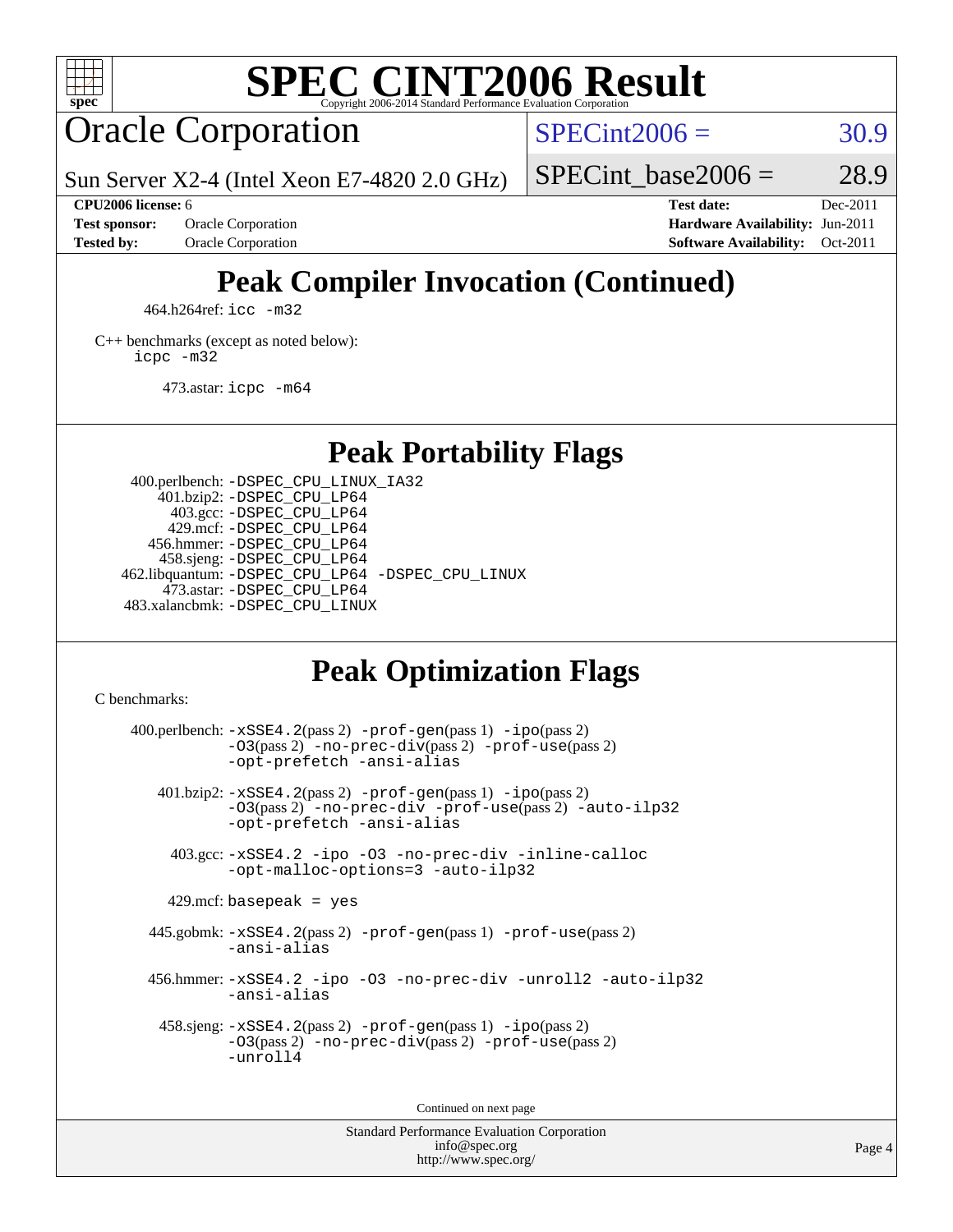# SPEC CINT2006 Result

Copyright 2006-2014 Standard Performance Evaluation Corporation

## Oracle Corporation

Sun Server X2-4 (Intel Xeon E7-4820 2.0 GHz)

SPECint2006 = 30.9

SPECint_base2006 = 28.9

**CPU2006 license:** 6

**Test sponsor:** Oracle Corporation

**Tested by:** Oracle Corporation

**Test date:** Dec-2011

**Hardware Availability:** Jun-2011

**Software Availability:** Oct-2011

## Peak Compiler Invocation (Continued)

464.h264ref: icc -m32

C++ benchmarks (except as noted below):
icpc -m32

473.astar: icpc -m64

## Peak Portability Flags

400.perlbench: -DSPEC_CPU_LINUX_IA32
401.bzip2: -DSPEC_CPU_LP64
403.gcc: -DSPEC_CPU_LP64
429.mcf: -DSPEC_CPU_LP64
456.hmmer: -DSPEC_CPU_LP64
458.sjeng: -DSPEC_CPU_LP64
462.libquantum: -DSPEC_CPU_LP64 -DSPEC_CPU_LINUX
473.astar: -DSPEC_CPU_LP64
483.xalancbmk: -DSPEC_CPU_LINUX

## Peak Optimization Flags

C benchmarks:

400.perlbench: -xSSE4.2(pass 2) -prof-gen(pass 1) -ipo(pass 2) -O3(pass 2) -no-prec-div(pass 2) -prof-use(pass 2) -opt-prefetch -ansi-alias

401.bzip2: -xSSE4.2(pass 2) -prof-gen(pass 1) -ipo(pass 2) -O3(pass 2) -no-prec-div -prof-use(pass 2) -auto-ilp32 -opt-prefetch -ansi-alias

403.gcc: -xSSE4.2 -ipo -O3 -no-prec-div -inline-calloc -opt-malloc-options=3 -auto-ilp32

429.mcf: basepeak = yes

445.gobmk: -xSSE4.2(pass 2) -prof-gen(pass 1) -prof-use(pass 2) -ansi-alias

456.hmmer: -xSSE4.2 -ipo -O3 -no-prec-div -unroll2 -auto-ilp32 -ansi-alias

458.sjeng: -xSSE4.2(pass 2) -prof-gen(pass 1) -ipo(pass 2) -O3(pass 2) -no-prec-div(pass 2) -prof-use(pass 2) -unroll4

Continued on next page

Standard Performance Evaluation Corporation
info@spec.org
http://www.spec.org/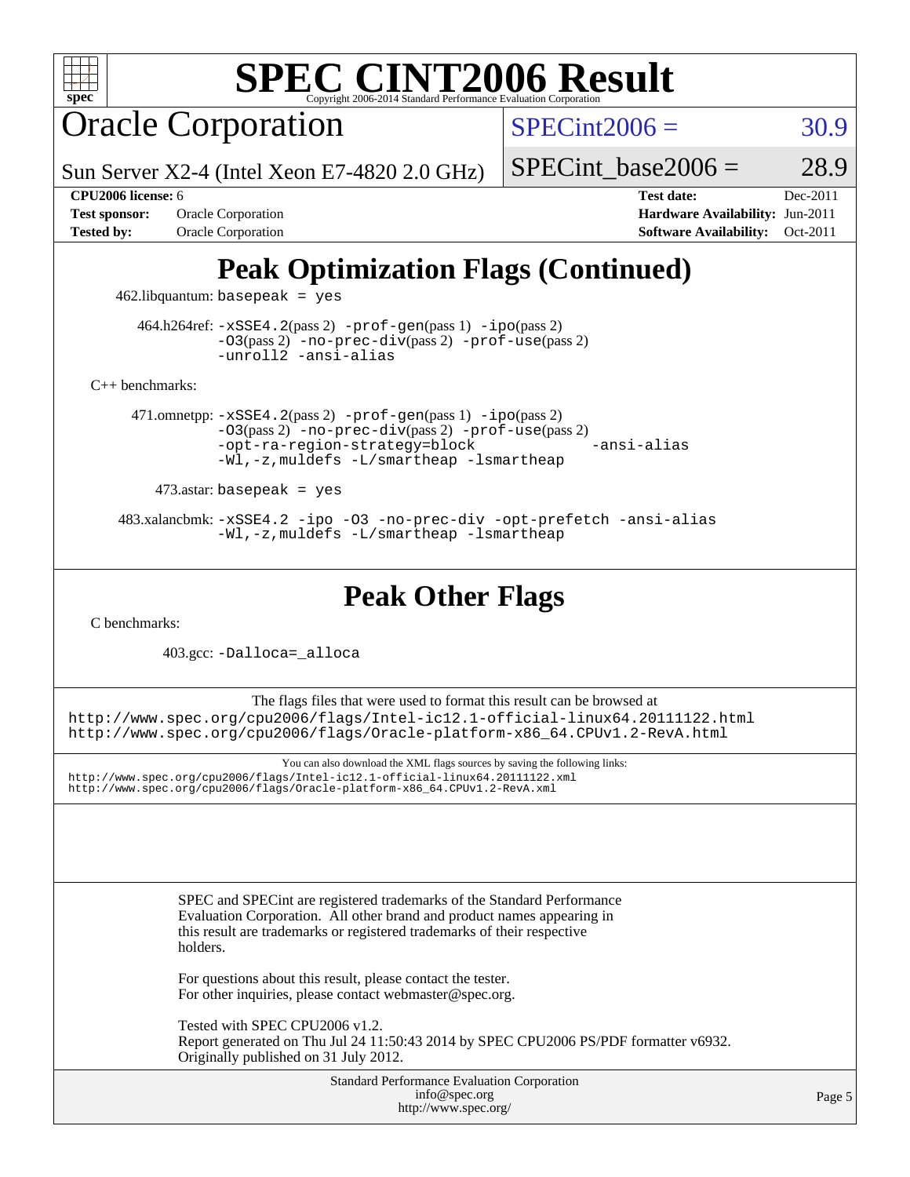# SPEC CINT2006 Result

Copyright 2006-2014 Standard Performance Evaluation Corporation

## Oracle Corporation

Sun Server X2-4 (Intel Xeon E7-4820 2.0 GHz)

SPECint2006 = 30.9

SPECint_base2006 = 28.9

**CPU2006 license:** 6
**Test sponsor:** Oracle Corporation
**Tested by:** Oracle Corporation

**Test date:** Dec-2011
**Hardware Availability:** Jun-2011
**Software Availability:** Oct-2011

## Peak Optimization Flags (Continued)

462.libquantum: basepeak = yes

464.h264ref: -xSSE4.2(pass 2) -prof-gen(pass 1) -ipo(pass 2) -O3(pass 2) -no-prec-div(pass 2) -prof-use(pass 2) -unroll2 -ansi-alias

C++ benchmarks:

471.omnetpp: -xSSE4.2(pass 2) -prof-gen(pass 1) -ipo(pass 2) -O3(pass 2) -no-prec-div(pass 2) -prof-use(pass 2) -opt-ra-region-strategy=block -ansi-alias -Wl,-z,muldefs -L/smartheap -lsmartheap

473.astar: basepeak = yes

483.xalancbmk: -xSSE4.2 -ipo -O3 -no-prec-div -opt-prefetch -ansi-alias -Wl,-z,muldefs -L/smartheap -lsmartheap

## Peak Other Flags

C benchmarks:

403.gcc: -Dalloca=_alloca

The flags files that were used to format this result can be browsed at
http://www.spec.org/cpu2006/flags/Intel-ic12.1-official-linux64.20111122.html
http://www.spec.org/cpu2006/flags/Oracle-platform-x86_64.CPUv1.2-RevA.html

You can also download the XML flags sources by saving the following links:
http://www.spec.org/cpu2006/flags/Intel-ic12.1-official-linux64.20111122.xml
http://www.spec.org/cpu2006/flags/Oracle-platform-x86_64.CPUv1.2-RevA.xml

SPEC and SPECint are registered trademarks of the Standard Performance Evaluation Corporation. All other brand and product names appearing in this result are trademarks or registered trademarks of their respective holders.

For questions about this result, please contact the tester.
For other inquiries, please contact webmaster@spec.org.

Tested with SPEC CPU2006 v1.2.
Report generated on Thu Jul 24 11:50:43 2014 by SPEC CPU2006 PS/PDF formatter v6932.
Originally published on 31 July 2012.

Standard Performance Evaluation Corporation
info@spec.org
http://www.spec.org/